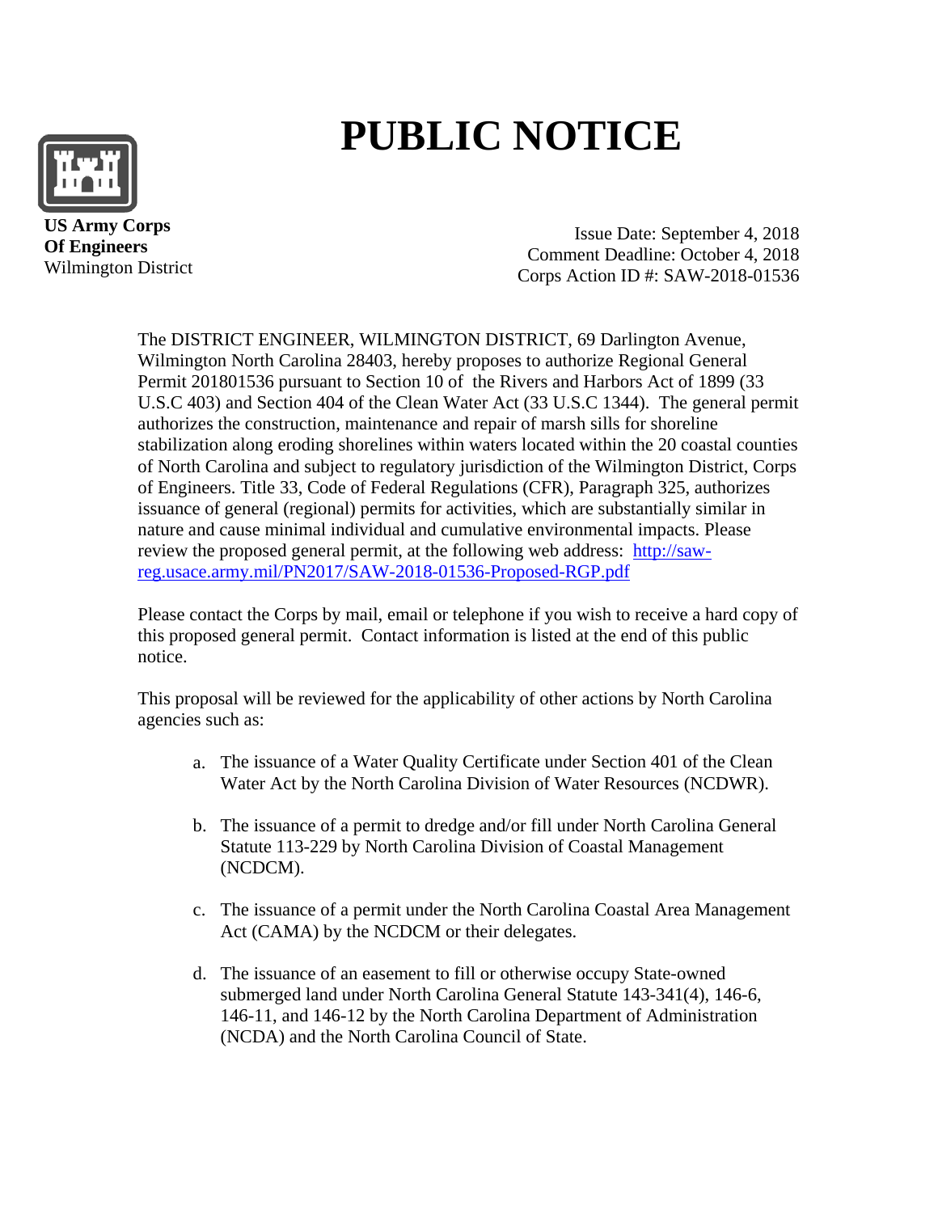# PUBLIC NOTICE

**US Army Corps**
**Of Engineers**
Wilmington District

Issue Date: September 4, 2018
Comment Deadline: October 4, 2018
Corps Action ID #: SAW-2018-01536

The DISTRICT ENGINEER, WILMINGTON DISTRICT, 69 Darlington Avenue, Wilmington North Carolina 28403, hereby proposes to authorize Regional General Permit 201801536 pursuant to Section 10 of the Rivers and Harbors Act of 1899 (33 U.S.C 403) and Section 404 of the Clean Water Act (33 U.S.C 1344). The general permit authorizes the construction, maintenance and repair of marsh sills for shoreline stabilization along eroding shorelines within waters located within the 20 coastal counties of North Carolina and subject to regulatory jurisdiction of the Wilmington District, Corps of Engineers. Title 33, Code of Federal Regulations (CFR), Paragraph 325, authorizes issuance of general (regional) permits for activities, which are substantially similar in nature and cause minimal individual and cumulative environmental impacts. Please review the proposed general permit, at the following web address: [http://saw-reg.usace.army.mil/PN2017/SAW-2018-01536-Proposed-RGP.pdf](http://saw-reg.usace.army.mil/PN2017/SAW-2018-01536-Proposed-RGP.pdf)

Please contact the Corps by mail, email or telephone if you wish to receive a hard copy of this proposed general permit. Contact information is listed at the end of this public notice.

This proposal will be reviewed for the applicability of other actions by North Carolina agencies such as:

a. The issuance of a Water Quality Certificate under Section 401 of the Clean Water Act by the North Carolina Division of Water Resources (NCDWR).

b. The issuance of a permit to dredge and/or fill under North Carolina General Statute 113-229 by North Carolina Division of Coastal Management (NCDCM).

c. The issuance of a permit under the North Carolina Coastal Area Management Act (CAMA) by the NCDCM or their delegates.

d. The issuance of an easement to fill or otherwise occupy State-owned submerged land under North Carolina General Statute 143-341(4), 146-6, 146-11, and 146-12 by the North Carolina Department of Administration (NCDA) and the North Carolina Council of State.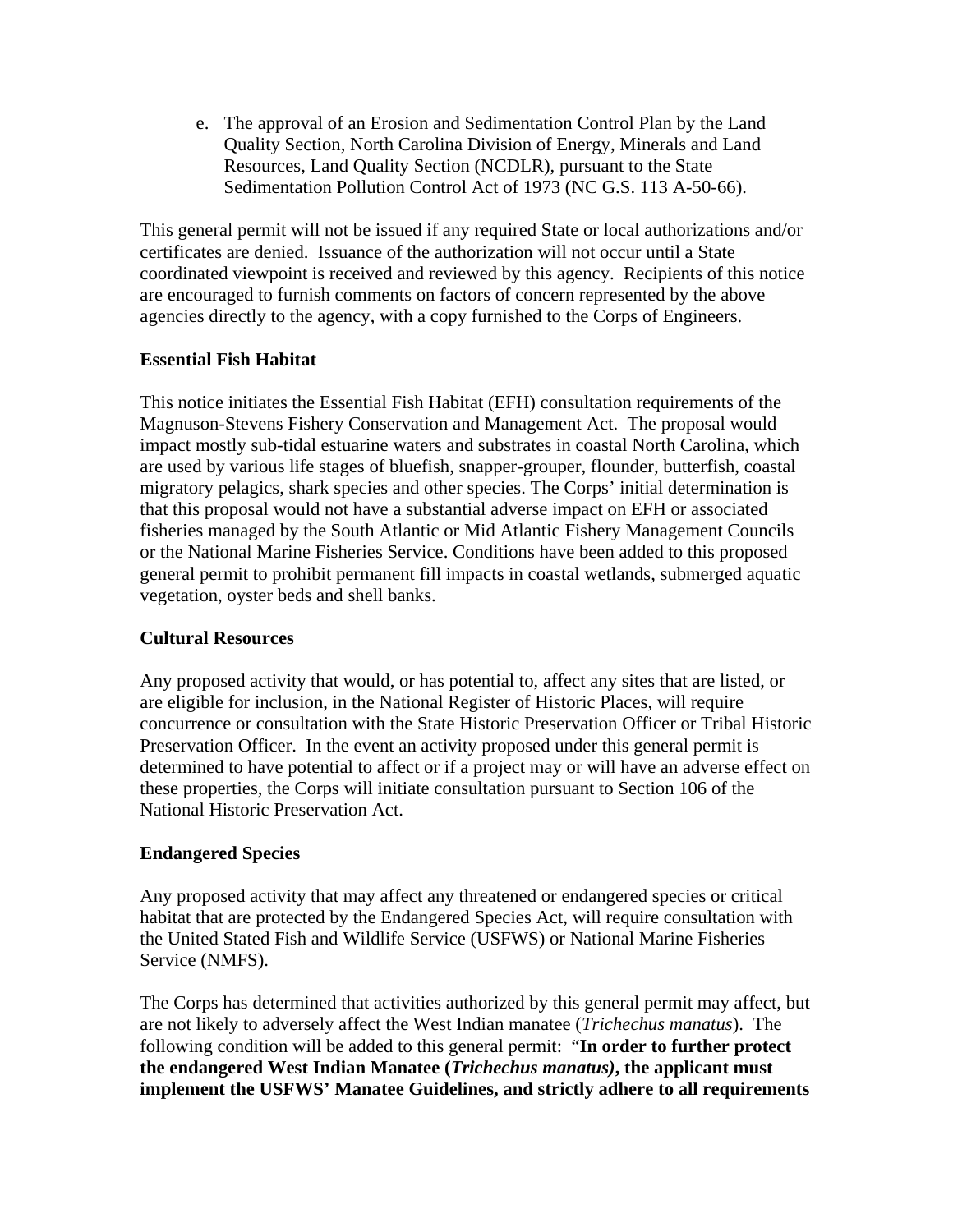e. The approval of an Erosion and Sedimentation Control Plan by the Land Quality Section, North Carolina Division of Energy, Minerals and Land Resources, Land Quality Section (NCDLR), pursuant to the State Sedimentation Pollution Control Act of 1973 (NC G.S. 113 A-50-66).

This general permit will not be issued if any required State or local authorizations and/or certificates are denied. Issuance of the authorization will not occur until a State coordinated viewpoint is received and reviewed by this agency. Recipients of this notice are encouraged to furnish comments on factors of concern represented by the above agencies directly to the agency, with a copy furnished to the Corps of Engineers.

**Essential Fish Habitat**

This notice initiates the Essential Fish Habitat (EFH) consultation requirements of the Magnuson-Stevens Fishery Conservation and Management Act. The proposal would impact mostly sub-tidal estuarine waters and substrates in coastal North Carolina, which are used by various life stages of bluefish, snapper-grouper, flounder, butterfish, coastal migratory pelagics, shark species and other species. The Corps' initial determination is that this proposal would not have a substantial adverse impact on EFH or associated fisheries managed by the South Atlantic or Mid Atlantic Fishery Management Councils or the National Marine Fisheries Service. Conditions have been added to this proposed general permit to prohibit permanent fill impacts in coastal wetlands, submerged aquatic vegetation, oyster beds and shell banks.

**Cultural Resources**

Any proposed activity that would, or has potential to, affect any sites that are listed, or are eligible for inclusion, in the National Register of Historic Places, will require concurrence or consultation with the State Historic Preservation Officer or Tribal Historic Preservation Officer. In the event an activity proposed under this general permit is determined to have potential to affect or if a project may or will have an adverse effect on these properties, the Corps will initiate consultation pursuant to Section 106 of the National Historic Preservation Act.

**Endangered Species**

Any proposed activity that may affect any threatened or endangered species or critical habitat that are protected by the Endangered Species Act, will require consultation with the United Stated Fish and Wildlife Service (USFWS) or National Marine Fisheries Service (NMFS).

The Corps has determined that activities authorized by this general permit may affect, but are not likely to adversely affect the West Indian manatee (*Trichechus manatus*). The following condition will be added to this general permit: "**In order to further protect the endangered West Indian Manatee (*Trichechus manatus)*, the applicant must implement the USFWS' Manatee Guidelines, and strictly adhere to all requirements**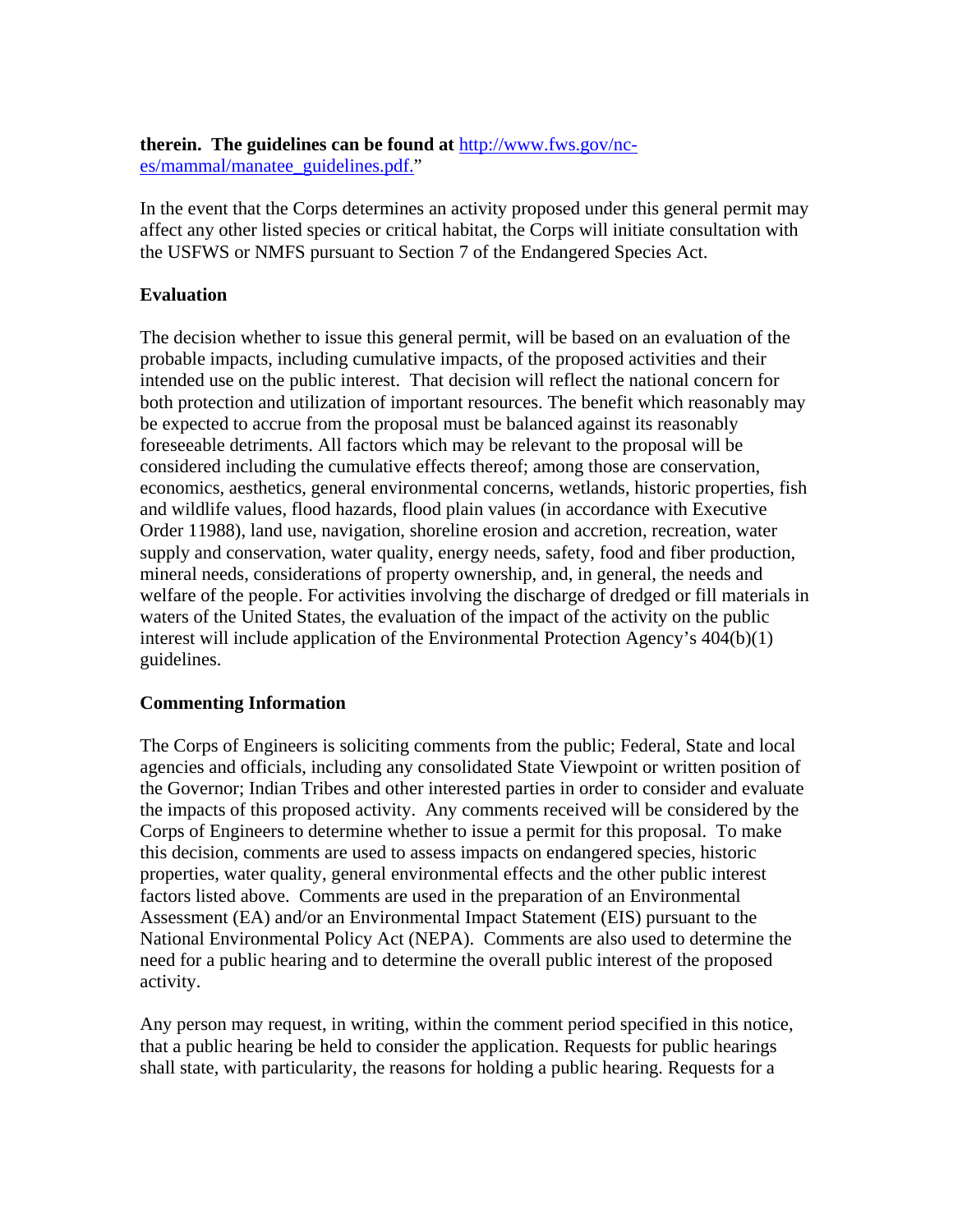**therein. The guidelines can be found at** [http://www.fws.gov/nc-es/mammal/manatee_guidelines.pdf.](http://www.fws.gov/nc-es/mammal/manatee_guidelines.pdf)"

In the event that the Corps determines an activity proposed under this general permit may affect any other listed species or critical habitat, the Corps will initiate consultation with the USFWS or NMFS pursuant to Section 7 of the Endangered Species Act.

**Evaluation**

The decision whether to issue this general permit, will be based on an evaluation of the probable impacts, including cumulative impacts, of the proposed activities and their intended use on the public interest. That decision will reflect the national concern for both protection and utilization of important resources. The benefit which reasonably may be expected to accrue from the proposal must be balanced against its reasonably foreseeable detriments. All factors which may be relevant to the proposal will be considered including the cumulative effects thereof; among those are conservation, economics, aesthetics, general environmental concerns, wetlands, historic properties, fish and wildlife values, flood hazards, flood plain values (in accordance with Executive Order 11988), land use, navigation, shoreline erosion and accretion, recreation, water supply and conservation, water quality, energy needs, safety, food and fiber production, mineral needs, considerations of property ownership, and, in general, the needs and welfare of the people. For activities involving the discharge of dredged or fill materials in waters of the United States, the evaluation of the impact of the activity on the public interest will include application of the Environmental Protection Agency's 404(b)(1) guidelines.

**Commenting Information**

The Corps of Engineers is soliciting comments from the public; Federal, State and local agencies and officials, including any consolidated State Viewpoint or written position of the Governor; Indian Tribes and other interested parties in order to consider and evaluate the impacts of this proposed activity. Any comments received will be considered by the Corps of Engineers to determine whether to issue a permit for this proposal. To make this decision, comments are used to assess impacts on endangered species, historic properties, water quality, general environmental effects and the other public interest factors listed above. Comments are used in the preparation of an Environmental Assessment (EA) and/or an Environmental Impact Statement (EIS) pursuant to the National Environmental Policy Act (NEPA). Comments are also used to determine the need for a public hearing and to determine the overall public interest of the proposed activity.

Any person may request, in writing, within the comment period specified in this notice, that a public hearing be held to consider the application. Requests for public hearings shall state, with particularity, the reasons for holding a public hearing. Requests for a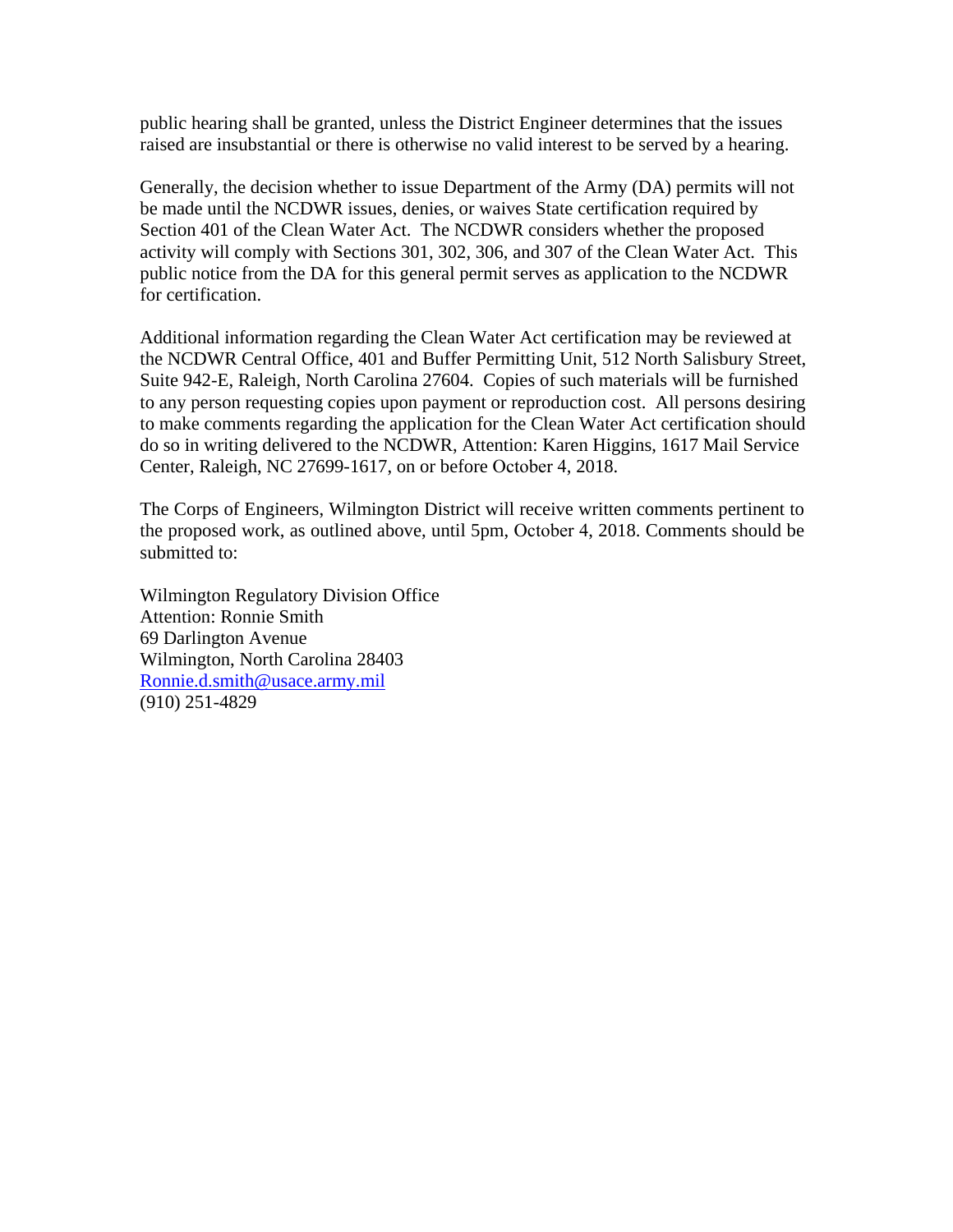public hearing shall be granted, unless the District Engineer determines that the issues raised are insubstantial or there is otherwise no valid interest to be served by a hearing.

Generally, the decision whether to issue Department of the Army (DA) permits will not be made until the NCDWR issues, denies, or waives State certification required by Section 401 of the Clean Water Act. The NCDWR considers whether the proposed activity will comply with Sections 301, 302, 306, and 307 of the Clean Water Act. This public notice from the DA for this general permit serves as application to the NCDWR for certification.

Additional information regarding the Clean Water Act certification may be reviewed at the NCDWR Central Office, 401 and Buffer Permitting Unit, 512 North Salisbury Street, Suite 942-E, Raleigh, North Carolina 27604. Copies of such materials will be furnished to any person requesting copies upon payment or reproduction cost. All persons desiring to make comments regarding the application for the Clean Water Act certification should do so in writing delivered to the NCDWR, Attention: Karen Higgins, 1617 Mail Service Center, Raleigh, NC 27699-1617, on or before October 4, 2018.

The Corps of Engineers, Wilmington District will receive written comments pertinent to the proposed work, as outlined above, until 5pm, October 4, 2018. Comments should be submitted to:

Wilmington Regulatory Division Office
Attention: Ronnie Smith
69 Darlington Avenue
Wilmington, North Carolina 28403
Ronnie.d.smith@usace.army.mil
(910) 251-4829